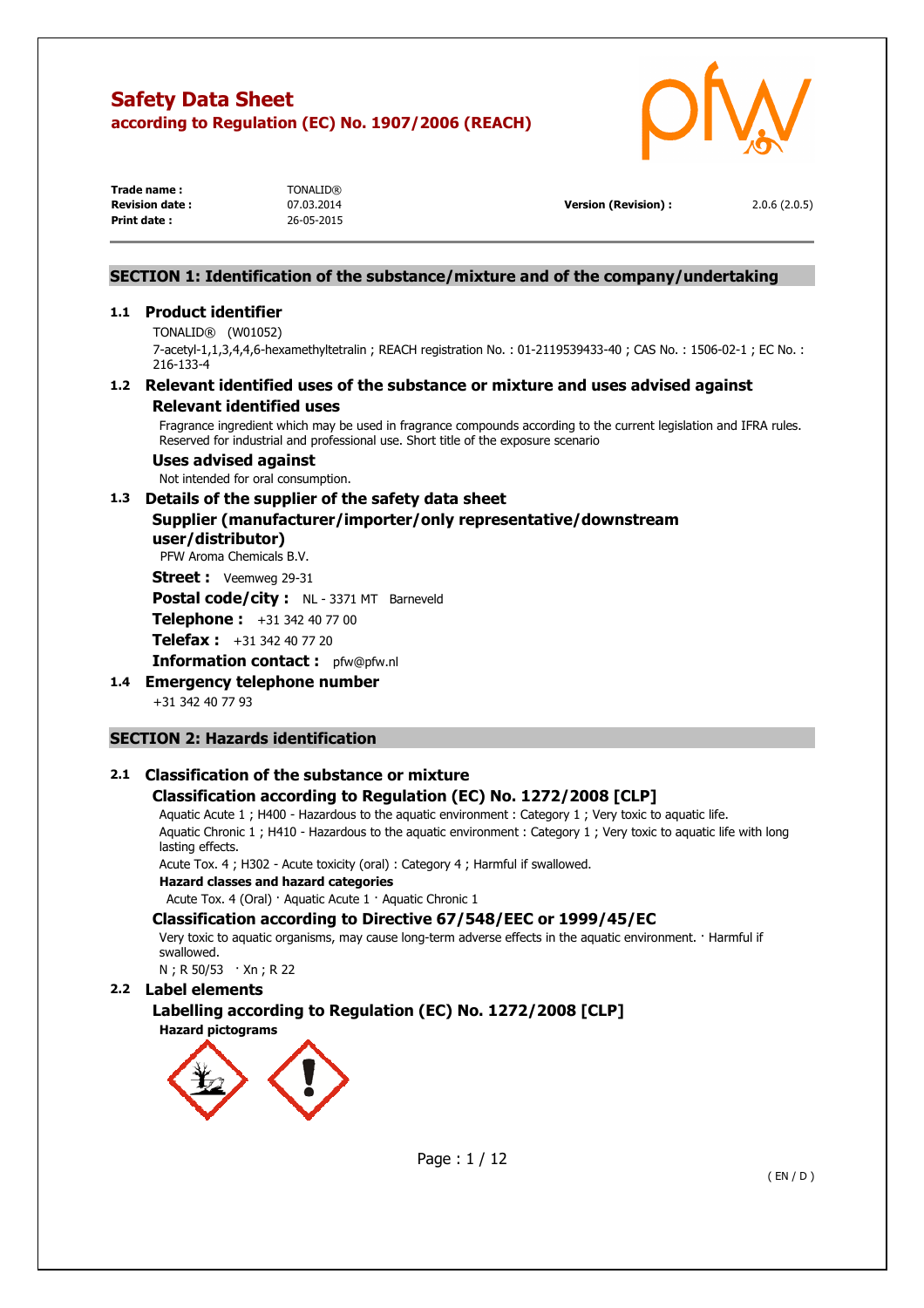# Safety Data Sheet

**according to Regulation (EC) No. 1907/2006 (REACH)**

| | | | |
|---|---|---|---|
| **Trade name :** | TONALID® | | |
| **Revision date :** | 07.03.2014 | **Version (Revision) :** | 2.0.6 (2.0.5) |
| **Print date :** | 26-05-2015 | | |

## SECTION 1: Identification of the substance/mixture and of the company/undertaking

### 1.1 Product identifier

TONALID® (W01052)

7-acetyl-1,1,3,4,4,6-hexamethyltetralin ; REACH registration No. : 01-2119539433-40 ; CAS No. : 1506-02-1 ; EC No. : 216-133-4

### 1.2 Relevant identified uses of the substance or mixture and uses advised against

#### Relevant identified uses

Fragrance ingredient which may be used in fragrance compounds according to the current legislation and IFRA rules. Reserved for industrial and professional use. Short title of the exposure scenario

#### Uses advised against

Not intended for oral consumption.

### 1.3 Details of the supplier of the safety data sheet

#### Supplier (manufacturer/importer/only representative/downstream user/distributor)

PFW Aroma Chemicals B.V.

**Street :** Veemweg 29-31

**Postal code/city :** NL - 3371 MT Barneveld

**Telephone :** +31 342 40 77 00

**Telefax :** +31 342 40 77 20

**Information contact :** pfw@pfw.nl

### 1.4 Emergency telephone number

+31 342 40 77 93

## SECTION 2: Hazards identification

### 2.1 Classification of the substance or mixture

#### Classification according to Regulation (EC) No. 1272/2008 [CLP]

Aquatic Acute 1 ; H400 - Hazardous to the aquatic environment : Category 1 ; Very toxic to aquatic life.

Aquatic Chronic 1 ; H410 - Hazardous to the aquatic environment : Category 1 ; Very toxic to aquatic life with long lasting effects.

Acute Tox. 4 ; H302 - Acute toxicity (oral) : Category 4 ; Harmful if swallowed.

**Hazard classes and hazard categories**

Acute Tox. 4 (Oral) · Aquatic Acute 1 · Aquatic Chronic 1

#### Classification according to Directive 67/548/EEC or 1999/45/EC

Very toxic to aquatic organisms, may cause long-term adverse effects in the aquatic environment. · Harmful if swallowed.

N ; R 50/53 · Xn ; R 22

### 2.2 Label elements

#### Labelling according to Regulation (EC) No. 1272/2008 [CLP]

**Hazard pictograms**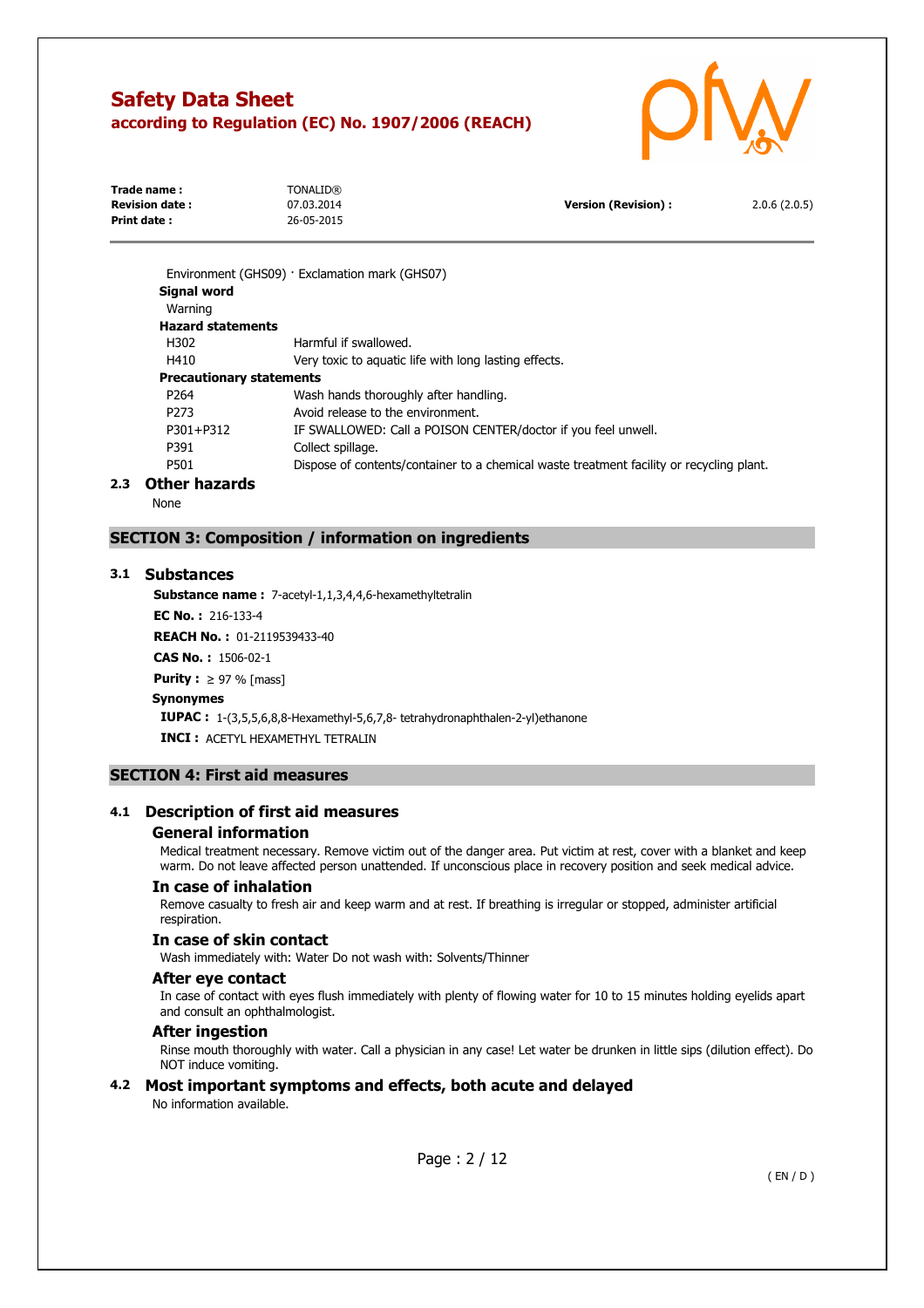Environment (GHS09) · Exclamation mark (GHS07)

**Signal word**

Warning

**Hazard statements**

| | |
|---|---|
| H302 | Harmful if swallowed. |
| H410 | Very toxic to aquatic life with long lasting effects. |

**Precautionary statements**

| | |
|---|---|
| P264 | Wash hands thoroughly after handling. |
| P273 | Avoid release to the environment. |
| P301+P312 | IF SWALLOWED: Call a POISON CENTER/doctor if you feel unwell. |
| P391 | Collect spillage. |
| P501 | Dispose of contents/container to a chemical waste treatment facility or recycling plant. |

### 2.3 Other hazards

None

## SECTION 3: Composition / information on ingredients

### 3.1 Substances

**Substance name :** 7-acetyl-1,1,3,4,4,6-hexamethyltetralin

**EC No. :** 216-133-4

**REACH No. :** 01-2119539433-40

**CAS No. :** 1506-02-1

**Purity :** ≥ 97 % [mass]

**Synonymes**

**IUPAC :** 1-(3,5,5,6,8,8-Hexamethyl-5,6,7,8- tetrahydronaphthalen-2-yl)ethanone

**INCI :** ACETYL HEXAMETHYL TETRALIN

## SECTION 4: First aid measures

### 4.1 Description of first aid measures

#### General information

Medical treatment necessary. Remove victim out of the danger area. Put victim at rest, cover with a blanket and keep warm. Do not leave affected person unattended. If unconscious place in recovery position and seek medical advice.

#### In case of inhalation

Remove casualty to fresh air and keep warm and at rest. If breathing is irregular or stopped, administer artificial respiration.

#### In case of skin contact

Wash immediately with: Water Do not wash with: Solvents/Thinner

#### After eye contact

In case of contact with eyes flush immediately with plenty of flowing water for 10 to 15 minutes holding eyelids apart and consult an ophthalmologist.

#### After ingestion

Rinse mouth thoroughly with water. Call a physician in any case! Let water be drunken in little sips (dilution effect). Do NOT induce vomiting.

### 4.2 Most important symptoms and effects, both acute and delayed

No information available.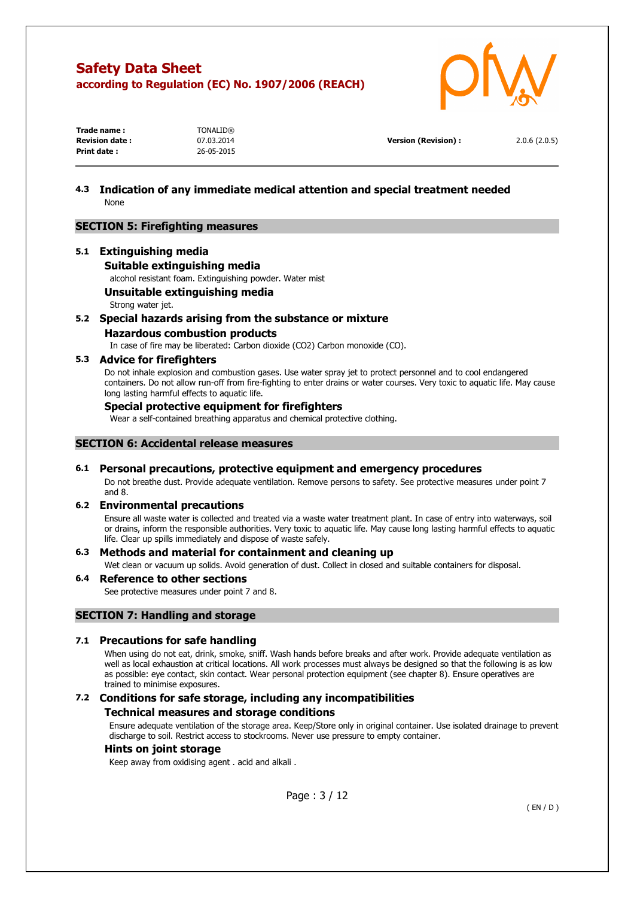### 4.3 Indication of any immediate medical attention and special treatment needed

None

## SECTION 5: Firefighting measures

### 5.1 Extinguishing media

#### Suitable extinguishing media

alcohol resistant foam. Extinguishing powder. Water mist

#### Unsuitable extinguishing media

Strong water jet.

### 5.2 Special hazards arising from the substance or mixture

#### Hazardous combustion products

In case of fire may be liberated: Carbon dioxide ($CO_2$) Carbon monoxide (CO).

### 5.3 Advice for firefighters

Do not inhale explosion and combustion gases. Use water spray jet to protect personnel and to cool endangered containers. Do not allow run-off from fire-fighting to enter drains or water courses. Very toxic to aquatic life. May cause long lasting harmful effects to aquatic life.

#### Special protective equipment for firefighters

Wear a self-contained breathing apparatus and chemical protective clothing.

## SECTION 6: Accidental release measures

### 6.1 Personal precautions, protective equipment and emergency procedures

Do not breathe dust. Provide adequate ventilation. Remove persons to safety. See protective measures under point 7 and 8.

### 6.2 Environmental precautions

Ensure all waste water is collected and treated via a waste water treatment plant. In case of entry into waterways, soil or drains, inform the responsible authorities. Very toxic to aquatic life. May cause long lasting harmful effects to aquatic life. Clear up spills immediately and dispose of waste safely.

### 6.3 Methods and material for containment and cleaning up

Wet clean or vacuum up solids. Avoid generation of dust. Collect in closed and suitable containers for disposal.

### 6.4 Reference to other sections

See protective measures under point 7 and 8.

## SECTION 7: Handling and storage

### 7.1 Precautions for safe handling

When using do not eat, drink, smoke, sniff. Wash hands before breaks and after work. Provide adequate ventilation as well as local exhaustion at critical locations. All work processes must always be designed so that the following is as low as possible: eye contact, skin contact. Wear personal protection equipment (see chapter 8). Ensure operatives are trained to minimise exposures.

### 7.2 Conditions for safe storage, including any incompatibilities

#### Technical measures and storage conditions

Ensure adequate ventilation of the storage area. Keep/Store only in original container. Use isolated drainage to prevent discharge to soil. Restrict access to stockrooms. Never use pressure to empty container.

#### Hints on joint storage

Keep away from oxidising agent . acid and alkali .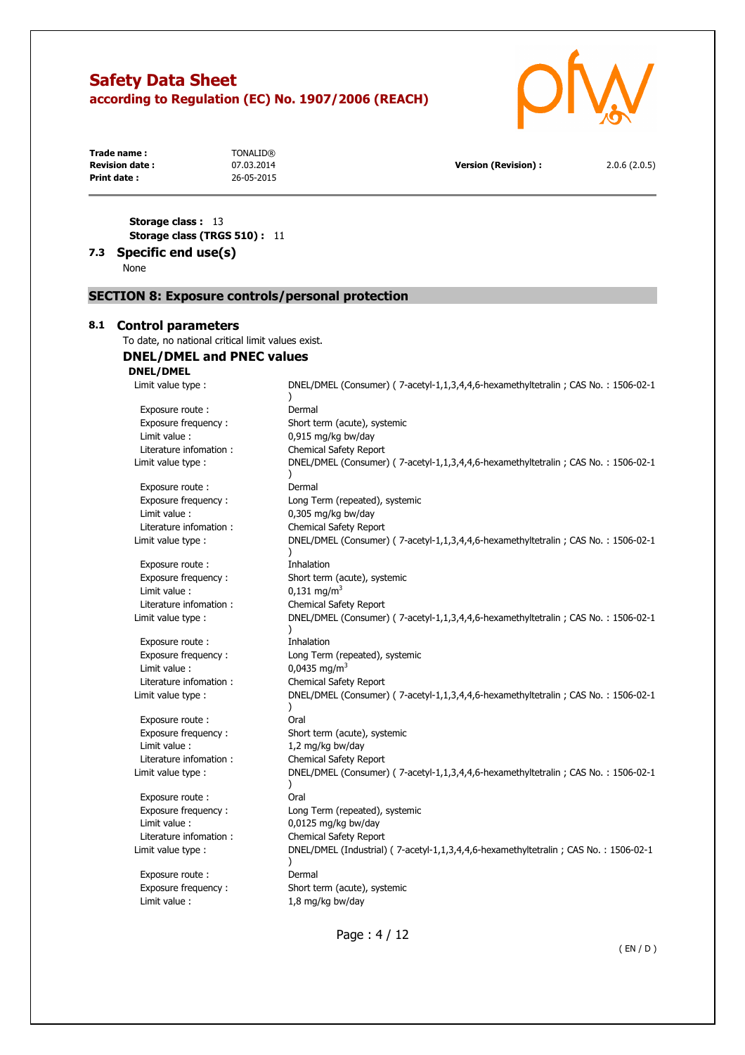**Storage class :** 13

**Storage class (TRGS 510) :** 11

### 7.3 Specific end use(s)

None

## SECTION 8: Exposure controls/personal protection

### 8.1 Control parameters

To date, no national critical limit values exist.

#### DNEL/DMEL and PNEC values

**DNEL/DMEL**

| | |
|---|---|
| Limit value type : | DNEL/DMEL (Consumer) ( 7-acetyl-1,1,3,4,4,6-hexamethyltetralin ; CAS No. : 1506-02-1 ) |
| Exposure route : | Dermal |
| Exposure frequency : | Short term (acute), systemic |
| Limit value : | 0,915 mg/kg bw/day |
| Literature infomation : | Chemical Safety Report |
| Limit value type : | DNEL/DMEL (Consumer) ( 7-acetyl-1,1,3,4,4,6-hexamethyltetralin ; CAS No. : 1506-02-1 ) |
| Exposure route : | Dermal |
| Exposure frequency : | Long Term (repeated), systemic |
| Limit value : | 0,305 mg/kg bw/day |
| Literature infomation : | Chemical Safety Report |
| Limit value type : | DNEL/DMEL (Consumer) ( 7-acetyl-1,1,3,4,4,6-hexamethyltetralin ; CAS No. : 1506-02-1 ) |
| Exposure route : | Inhalation |
| Exposure frequency : | Short term (acute), systemic |
| Limit value : | 0,131 $mg/m^3$ |
| Literature infomation : | Chemical Safety Report |
| Limit value type : | DNEL/DMEL (Consumer) ( 7-acetyl-1,1,3,4,4,6-hexamethyltetralin ; CAS No. : 1506-02-1 ) |
| Exposure route : | Inhalation |
| Exposure frequency : | Long Term (repeated), systemic |
| Limit value : | 0,0435 $mg/m^3$ |
| Literature infomation : | Chemical Safety Report |
| Limit value type : | DNEL/DMEL (Consumer) ( 7-acetyl-1,1,3,4,4,6-hexamethyltetralin ; CAS No. : 1506-02-1 ) |
| Exposure route : | Oral |
| Exposure frequency : | Short term (acute), systemic |
| Limit value : | 1,2 mg/kg bw/day |
| Literature infomation : | Chemical Safety Report |
| Limit value type : | DNEL/DMEL (Consumer) ( 7-acetyl-1,1,3,4,4,6-hexamethyltetralin ; CAS No. : 1506-02-1 ) |
| Exposure route : | Oral |
| Exposure frequency : | Long Term (repeated), systemic |
| Limit value : | 0,0125 mg/kg bw/day |
| Literature infomation : | Chemical Safety Report |
| Limit value type : | DNEL/DMEL (Industrial) ( 7-acetyl-1,1,3,4,4,6-hexamethyltetralin ; CAS No. : 1506-02-1 ) |
| Exposure route : | Dermal |
| Exposure frequency : | Short term (acute), systemic |
| Limit value : | 1,8 mg/kg bw/day |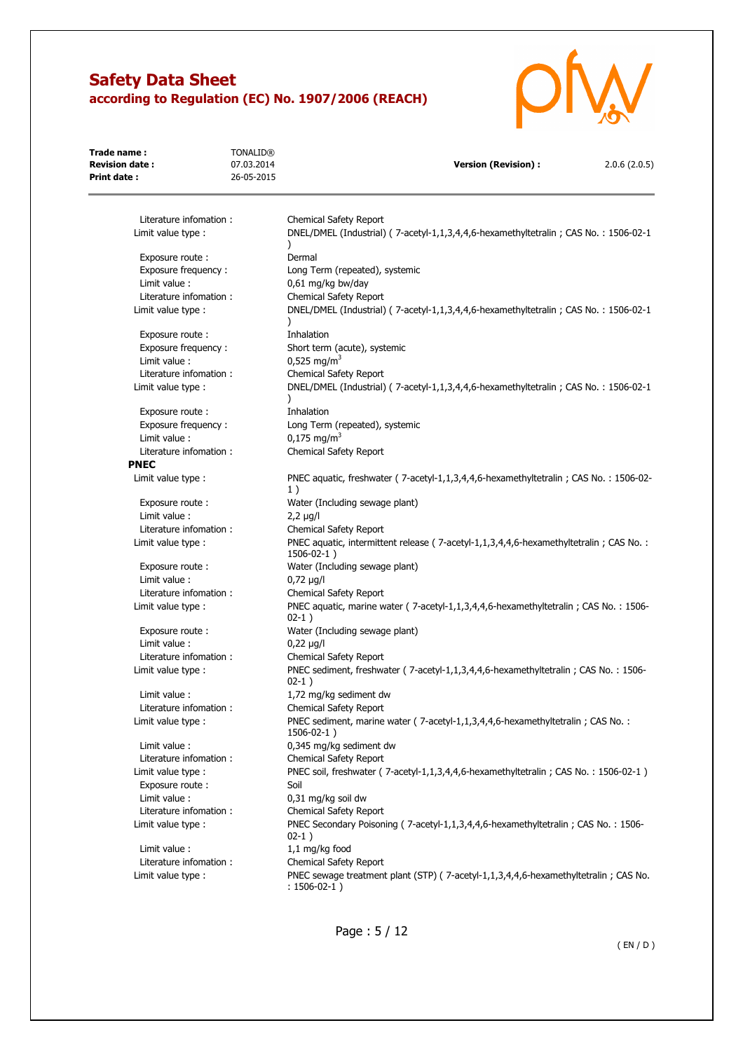Literature infomation : Chemical Safety Report

Limit value type : DNEL/DMEL (Industrial) ( 7-acetyl-1,1,3,4,4,6-hexamethyltetralin ; CAS No. : 1506-02-1 )

Exposure route : Dermal

Exposure frequency : Long Term (repeated), systemic

Limit value : 0,61 mg/kg bw/day

Literature infomation : Chemical Safety Report

Limit value type : DNEL/DMEL (Industrial) ( 7-acetyl-1,1,3,4,4,6-hexamethyltetralin ; CAS No. : 1506-02-1 )

Exposure route : Inhalation

Exposure frequency : Short term (acute), systemic

Limit value : 0,525 mg/m$^3$

Literature infomation : Chemical Safety Report

Limit value type : DNEL/DMEL (Industrial) ( 7-acetyl-1,1,3,4,4,6-hexamethyltetralin ; CAS No. : 1506-02-1 )

Exposure route : Inhalation

Exposure frequency : Long Term (repeated), systemic

Limit value : 0,175 mg/m$^3$

Literature infomation : Chemical Safety Report

**PNEC**

Limit value type : PNEC aquatic, freshwater ( 7-acetyl-1,1,3,4,4,6-hexamethyltetralin ; CAS No. : 1506-02-1 )

Exposure route : Water (Including sewage plant)

Limit value : 2,2 µg/l

Literature infomation : Chemical Safety Report

Limit value type : PNEC aquatic, intermittent release ( 7-acetyl-1,1,3,4,4,6-hexamethyltetralin ; CAS No. : 1506-02-1 )

Exposure route : Water (Including sewage plant)

Limit value : 0,72 µg/l

Literature infomation : Chemical Safety Report

Limit value type : PNEC aquatic, marine water ( 7-acetyl-1,1,3,4,4,6-hexamethyltetralin ; CAS No. : 1506-02-1 )

Exposure route : Water (Including sewage plant)

Limit value : 0,22 µg/l

Literature infomation : Chemical Safety Report

Limit value type : PNEC sediment, freshwater ( 7-acetyl-1,1,3,4,4,6-hexamethyltetralin ; CAS No. : 1506-02-1 )

Limit value : 1,72 mg/kg sediment dw

Literature infomation : Chemical Safety Report

Limit value type : PNEC sediment, marine water ( 7-acetyl-1,1,3,4,4,6-hexamethyltetralin ; CAS No. : 1506-02-1 )

Limit value : 0,345 mg/kg sediment dw

Literature infomation : Chemical Safety Report

Limit value type : PNEC soil, freshwater ( 7-acetyl-1,1,3,4,4,6-hexamethyltetralin ; CAS No. : 1506-02-1 )

Exposure route : Soil

Limit value : 0,31 mg/kg soil dw

Literature infomation : Chemical Safety Report

Limit value type : PNEC Secondary Poisoning ( 7-acetyl-1,1,3,4,4,6-hexamethyltetralin ; CAS No. : 1506-02-1 )

Limit value : 1,1 mg/kg food

Literature infomation : Chemical Safety Report

Limit value type : PNEC sewage treatment plant (STP) ( 7-acetyl-1,1,3,4,4,6-hexamethyltetralin ; CAS No. : 1506-02-1 )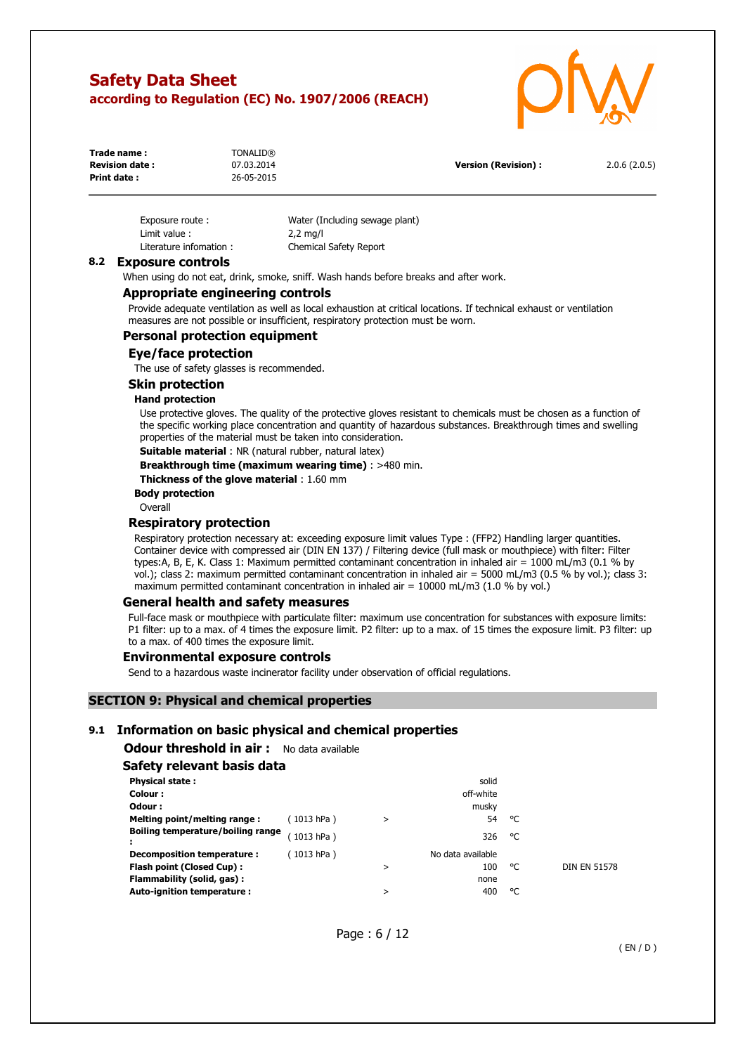Exposure route : Water (Including sewage plant)
Limit value : 2,2 mg/l
Literature infomation : Chemical Safety Report

## 8.2 Exposure controls

When using do not eat, drink, smoke, sniff. Wash hands before breaks and after work.

### Appropriate engineering controls

Provide adequate ventilation as well as local exhaustion at critical locations. If technical exhaust or ventilation measures are not possible or insufficient, respiratory protection must be worn.

### Personal protection equipment

#### Eye/face protection

The use of safety glasses is recommended.

#### Skin protection

**Hand protection**

Use protective gloves. The quality of the protective gloves resistant to chemicals must be chosen as a function of the specific working place concentration and quantity of hazardous substances. Breakthrough times and swelling properties of the material must be taken into consideration.

**Suitable material** : NR (natural rubber, natural latex)

**Breakthrough time (maximum wearing time)** : >480 min.

**Thickness of the glove material** : 1.60 mm

**Body protection**

Overall

#### Respiratory protection

Respiratory protection necessary at: exceeding exposure limit values Type : (FFP2) Handling larger quantities. Container device with compressed air (DIN EN 137) / Filtering device (full mask or mouthpiece) with filter: Filter types:A, B, E, K. Class 1: Maximum permitted contaminant concentration in inhaled air = 1000 mL/m3 (0.1 % by vol.); class 2: maximum permitted contaminant concentration in inhaled air = 5000 mL/m3 (0.5 % by vol.); class 3: maximum permitted contaminant concentration in inhaled air = 10000 mL/m3 (1.0 % by vol.)

### General health and safety measures

Full-face mask or mouthpiece with particulate filter: maximum use concentration for substances with exposure limits: P1 filter: up to a max. of 4 times the exposure limit. P2 filter: up to a max. of 15 times the exposure limit. P3 filter: up to a max. of 400 times the exposure limit.

### Environmental exposure controls

Send to a hazardous waste incinerator facility under observation of official regulations.

# SECTION 9: Physical and chemical properties

## 9.1 Information on basic physical and chemical properties

**Odour threshold in air :** No data available

### Safety relevant basis data

| | | | | | |
|---|---|---|---|---|---|
| **Physical state :** | | | solid | | |
| **Colour :** | | | off-white | | |
| **Odour :** | | | musky | | |
| **Melting point/melting range :** | ( 1013 hPa ) | > | 54 | °C | |
| **Boiling temperature/boiling range :** | ( 1013 hPa ) | | 326 | °C | |
| **Decomposition temperature :** | ( 1013 hPa ) | | No data available | | |
| **Flash point (Closed Cup) :** | | > | 100 | °C | DIN EN 51578 |
| **Flammability (solid, gas) :** | | | none | | |
| **Auto-ignition temperature :** | | > | 400 | °C | |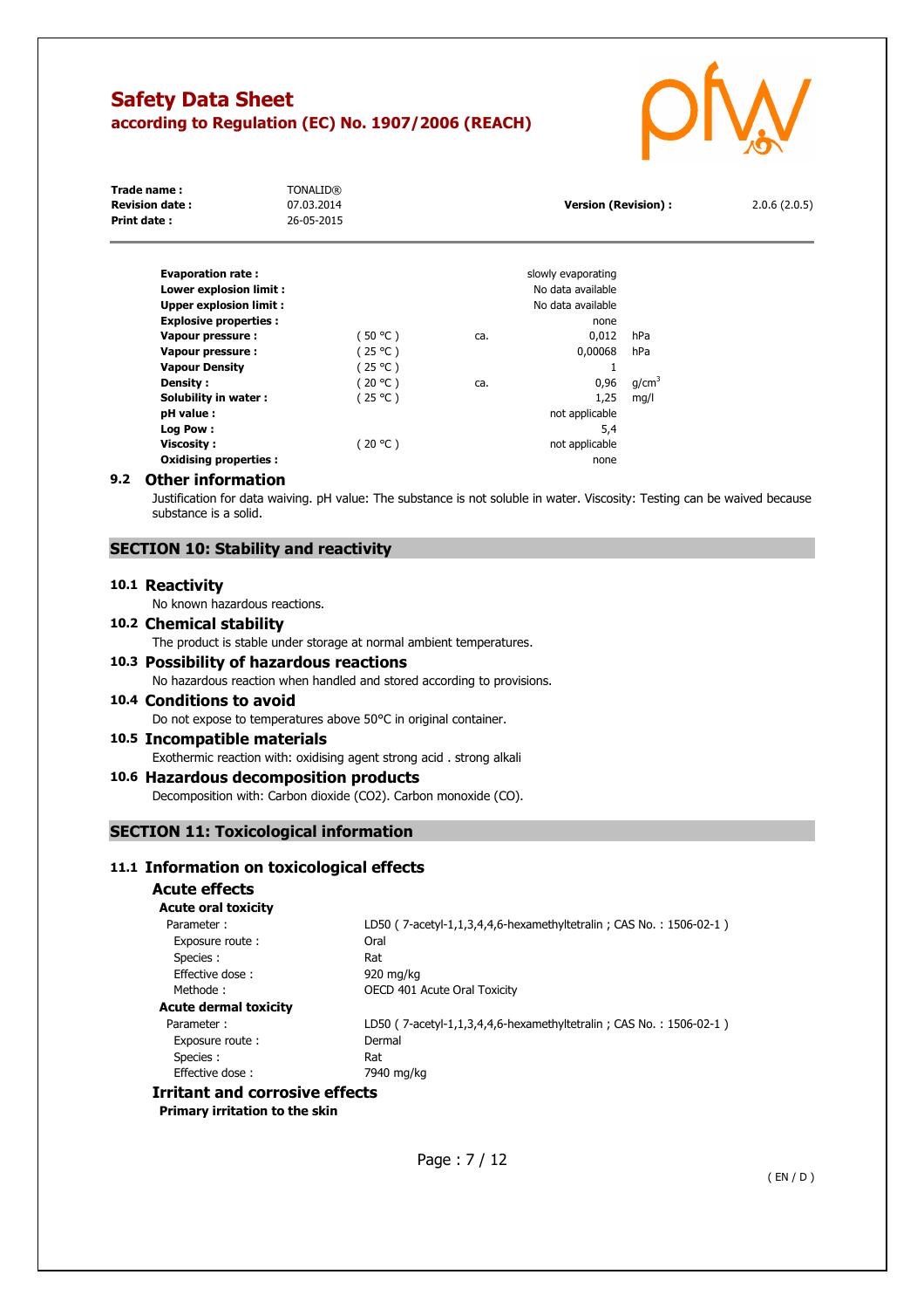| Property | Condition | | Value | Unit |
|---|---|---|---|---|
| **Evaporation rate :** | | | slowly evaporating | |
| **Lower explosion limit :** | | | No data available | |
| **Upper explosion limit :** | | | No data available | |
| **Explosive properties :** | | | none | |
| **Vapour pressure :** | ( 50 °C ) | ca. | 0,012 | hPa |
| **Vapour pressure :** | ( 25 °C ) | | 0,00068 | hPa |
| **Vapour Density** | ( 25 °C ) | | 1 | |
| **Density :** | ( 20 °C ) | ca. | 0,96 | $g/cm^3$ |
| **Solubility in water :** | ( 25 °C ) | | 1,25 | mg/l |
| **pH value :** | | | not applicable | |
| **Log Pow :** | | | 5,4 | |
| **Viscosity :** | ( 20 °C ) | | not applicable | |
| **Oxidising properties :** | | | none | |

## 9.2 Other information

Justification for data waiving. pH value: The substance is not soluble in water. Viscosity: Testing can be waived because substance is a solid.

## SECTION 10: Stability and reactivity

### 10.1 Reactivity

No known hazardous reactions.

### 10.2 Chemical stability

The product is stable under storage at normal ambient temperatures.

### 10.3 Possibility of hazardous reactions

No hazardous reaction when handled and stored according to provisions.

### 10.4 Conditions to avoid

Do not expose to temperatures above 50°C in original container.

### 10.5 Incompatible materials

Exothermic reaction with: oxidising agent strong acid . strong alkali

### 10.6 Hazardous decomposition products

Decomposition with: Carbon dioxide ($CO_2$). Carbon monoxide (CO).

## SECTION 11: Toxicological information

### 11.1 Information on toxicological effects

#### Acute effects

**Acute oral toxicity**

| | |
|---|---|
| Parameter : | LD50 ( 7-acetyl-1,1,3,4,4,6-hexamethyltetralin ; CAS No. : 1506-02-1 ) |
| Exposure route : | Oral |
| Species : | Rat |
| Effective dose : | 920 mg/kg |
| Methode : | OECD 401 Acute Oral Toxicity |

**Acute dermal toxicity**

| | |
|---|---|
| Parameter : | LD50 ( 7-acetyl-1,1,3,4,4,6-hexamethyltetralin ; CAS No. : 1506-02-1 ) |
| Exposure route : | Dermal |
| Species : | Rat |
| Effective dose : | 7940 mg/kg |

#### Irritant and corrosive effects

**Primary irritation to the skin**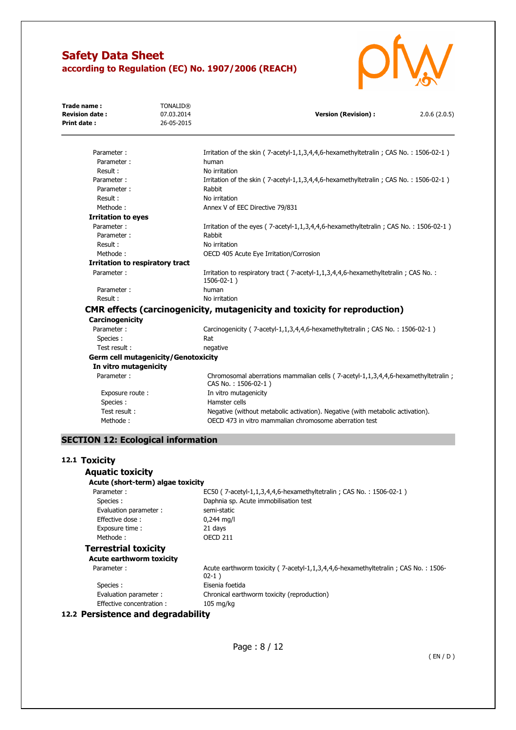| | |
|---|---|
| Parameter : | Irritation of the skin ( 7-acetyl-1,1,3,4,4,6-hexamethyltetralin ; CAS No. : 1506-02-1 ) |
| Parameter : | human |
| Result : | No irritation |
| Parameter : | Irritation of the skin ( 7-acetyl-1,1,3,4,4,6-hexamethyltetralin ; CAS No. : 1506-02-1 ) |
| Parameter : | Rabbit |
| Result : | No irritation |
| Methode : | Annex V of EEC Directive 79/831 |

**Irritation to eyes**

| | |
|---|---|
| Parameter : | Irritation of the eyes ( 7-acetyl-1,1,3,4,4,6-hexamethyltetralin ; CAS No. : 1506-02-1 ) |
| Parameter : | Rabbit |
| Result : | No irritation |
| Methode : | OECD 405 Acute Eye Irritation/Corrosion |

**Irritation to respiratory tract**

| | |
|---|---|
| Parameter : | Irritation to respiratory tract ( 7-acetyl-1,1,3,4,4,6-hexamethyltetralin ; CAS No. : 1506-02-1 ) |
| Parameter : | human |
| Result : | No irritation |

### CMR effects (carcinogenicity, mutagenicity and toxicity for reproduction)

**Carcinogenicity**

| | |
|---|---|
| Parameter : | Carcinogenicity ( 7-acetyl-1,1,3,4,4,6-hexamethyltetralin ; CAS No. : 1506-02-1 ) |
| Species : | Rat |
| Test result : | negative |

**Germ cell mutagenicity/Genotoxicity**

**In vitro mutagenicity**

| | |
|---|---|
| Parameter : | Chromosomal aberrations mammalian cells ( 7-acetyl-1,1,3,4,4,6-hexamethyltetralin ; CAS No. : 1506-02-1 ) |
| Exposure route : | In vitro mutagenicity |
| Species : | Hamster cells |
| Test result : | Negative (without metabolic activation). Negative (with metabolic activation). |
| Methode : | OECD 473 in vitro mammalian chromosome aberration test |

## SECTION 12: Ecological information

### 12.1 Toxicity

#### Aquatic toxicity

**Acute (short-term) algae toxicity**

| | |
|---|---|
| Parameter : | EC50 ( 7-acetyl-1,1,3,4,4,6-hexamethyltetralin ; CAS No. : 1506-02-1 ) |
| Species : | Daphnia sp. Acute immobilisation test |
| Evaluation parameter : | semi-static |
| Effective dose : | 0,244 mg/l |
| Exposure time : | 21 days |
| Methode : | OECD 211 |

#### Terrestrial toxicity

**Acute earthworm toxicity**

| | |
|---|---|
| Parameter : | Acute earthworm toxicity ( 7-acetyl-1,1,3,4,4,6-hexamethyltetralin ; CAS No. : 1506-02-1 ) |
| Species : | Eisenia foetida |
| Evaluation parameter : | Chronical earthworm toxicity (reproduction) |
| Effective concentration : | 105 mg/kg |

### 12.2 Persistence and degradability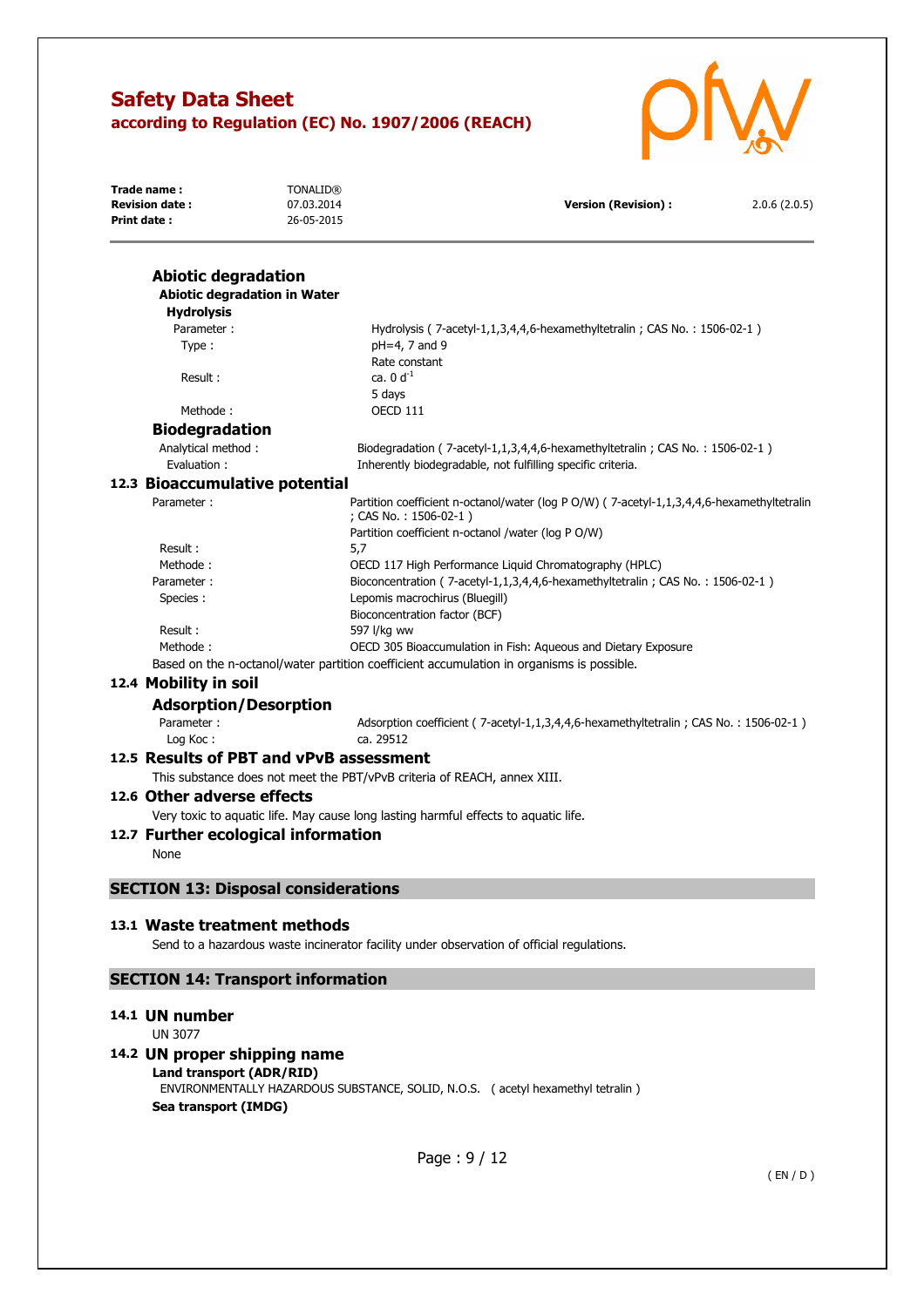### Abiotic degradation

**Abiotic degradation in Water**

**Hydrolysis**

| | |
|---|---|
| Parameter : | Hydrolysis ( 7-acetyl-1,1,3,4,4,6-hexamethyltetralin ; CAS No. : 1506-02-1 ) |
| Type : | pH=4, 7 and 9<br>Rate constant |
| Result : | ca. 0 $d^{-1}$<br>5 days |
| Methode : | OECD 111 |

### Biodegradation

| | |
|---|---|
| Analytical method : | Biodegradation ( 7-acetyl-1,1,3,4,4,6-hexamethyltetralin ; CAS No. : 1506-02-1 ) |
| Evaluation : | Inherently biodegradable, not fulfilling specific criteria. |

## 12.3 Bioaccumulative potential

| | |
|---|---|
| Parameter : | Partition coefficient n-octanol/water (log P O/W) ( 7-acetyl-1,1,3,4,4,6-hexamethyltetralin ; CAS No. : 1506-02-1 )<br>Partition coefficient n-octanol /water (log P O/W) |
| Result : | 5,7 |
| Methode : | OECD 117 High Performance Liquid Chromatography (HPLC) |
| Parameter : | Bioconcentration ( 7-acetyl-1,1,3,4,4,6-hexamethyltetralin ; CAS No. : 1506-02-1 ) |
| Species : | Lepomis macrochirus (Bluegill)<br>Bioconcentration factor (BCF) |
| Result : | 597 l/kg ww |
| Methode : | OECD 305 Bioaccumulation in Fish: Aqueous and Dietary Exposure |

Based on the n-octanol/water partition coefficient accumulation in organisms is possible.

## 12.4 Mobility in soil

### Adsorption/Desorption

| | |
|---|---|
| Parameter : | Adsorption coefficient ( 7-acetyl-1,1,3,4,4,6-hexamethyltetralin ; CAS No. : 1506-02-1 ) |
| Log Koc : | ca. 29512 |

## 12.5 Results of PBT and vPvB assessment

This substance does not meet the PBT/vPvB criteria of REACH, annex XIII.

## 12.6 Other adverse effects

Very toxic to aquatic life. May cause long lasting harmful effects to aquatic life.

## 12.7 Further ecological information

None

# SECTION 13: Disposal considerations

## 13.1 Waste treatment methods

Send to a hazardous waste incinerator facility under observation of official regulations.

# SECTION 14: Transport information

## 14.1 UN number

UN 3077

## 14.2 UN proper shipping name

**Land transport (ADR/RID)**

ENVIRONMENTALLY HAZARDOUS SUBSTANCE, SOLID, N.O.S. ( acetyl hexamethyl tetralin )

**Sea transport (IMDG)**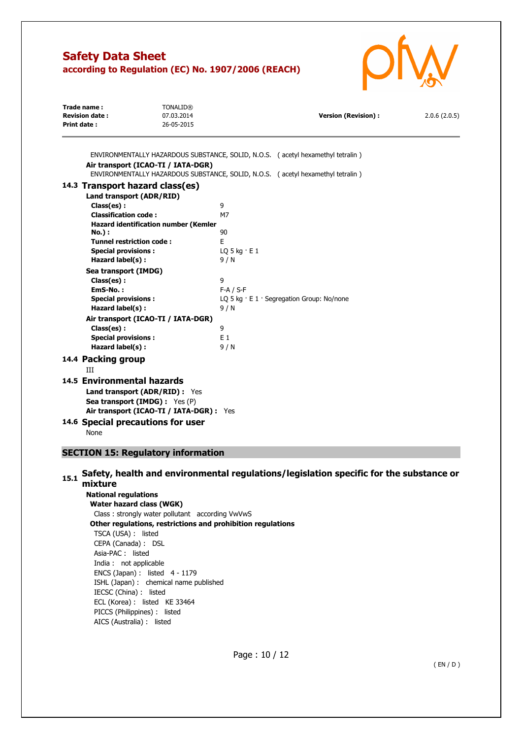ENVIRONMENTALLY HAZARDOUS SUBSTANCE, SOLID, N.O.S. ( acetyl hexamethyl tetralin )

**Air transport (ICAO-TI / IATA-DGR)**

ENVIRONMENTALLY HAZARDOUS SUBSTANCE, SOLID, N.O.S. ( acetyl hexamethyl tetralin )

## 14.3 Transport hazard class(es)

**Land transport (ADR/RID)**

| | |
|---|---|
| **Class(es) :** | 9 |
| **Classification code :** | M7 |
| **Hazard identification number (Kemler No.) :** | 90 |
| **Tunnel restriction code :** | E |
| **Special provisions :** | LQ 5 kg · E 1 |
| **Hazard label(s) :** | 9 / N |

**Sea transport (IMDG)**

| | |
|---|---|
| **Class(es) :** | 9 |
| **EmS-No. :** | F-A / S-F |
| **Special provisions :** | LQ 5 kg · E 1 · Segregation Group: No/none |
| **Hazard label(s) :** | 9 / N |

**Air transport (ICAO-TI / IATA-DGR)**

| | |
|---|---|
| **Class(es) :** | 9 |
| **Special provisions :** | E 1 |
| **Hazard label(s) :** | 9 / N |

## 14.4 Packing group

III

## 14.5 Environmental hazards

**Land transport (ADR/RID) :** Yes

**Sea transport (IMDG) :** Yes (P)

**Air transport (ICAO-TI / IATA-DGR) :** Yes

## 14.6 Special precautions for user

None

# SECTION 15: Regulatory information

## 15.1 Safety, health and environmental regulations/legislation specific for the substance or mixture

**National regulations**

**Water hazard class (WGK)**

Class : strongly water pollutant according VwVwS

**Other regulations, restrictions and prohibition regulations**

TSCA (USA) : listed

CEPA (Canada) : DSL

Asia-PAC : listed

India : not applicable

ENCS (Japan) : listed 4 - 1179

ISHL (Japan) : chemical name published

IECSC (China) : listed

ECL (Korea) : listed KE 33464

PICCS (Philippines) : listed

AICS (Australia) : listed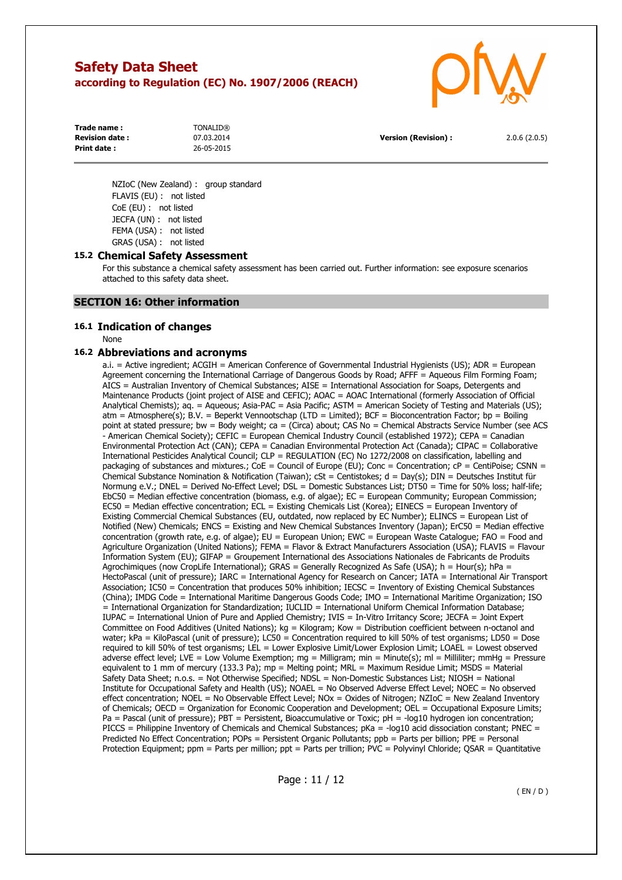NZIoC (New Zealand) : group standard
FLAVIS (EU) : not listed
CoE (EU) : not listed
JECFA (UN) : not listed
FEMA (USA) : not listed
GRAS (USA) : not listed

### 15.2 Chemical Safety Assessment

For this substance a chemical safety assessment has been carried out. Further information: see exposure scenarios attached to this safety data sheet.

## SECTION 16: Other information

### 16.1 Indication of changes

None

### 16.2 Abbreviations and acronyms

a.i. = Active ingredient; ACGIH = American Conference of Governmental Industrial Hygienists (US); ADR = European Agreement concerning the International Carriage of Dangerous Goods by Road; AFFF = Aqueous Film Forming Foam; AICS = Australian Inventory of Chemical Substances; AISE = International Association for Soaps, Detergents and Maintenance Products (joint project of AISE and CEFIC); AOAC = AOAC International (formerly Association of Official Analytical Chemists); aq. = Aqueous; Asia-PAC = Asia Pacific; ASTM = American Society of Testing and Materials (US); atm = Atmosphere(s); B.V. = Beperkt Vennootschap (LTD = Limited); BCF = Bioconcentration Factor; bp = Boiling point at stated pressure; bw = Body weight; ca = (Circa) about; CAS No = Chemical Abstracts Service Number (see ACS - American Chemical Society); CEFIC = European Chemical Industry Council (established 1972); CEPA = Canadian Environmental Protection Act (CAN); CEPA = Canadian Environmental Protection Act (Canada); CIPAC = Collaborative International Pesticides Analytical Council; CLP = REGULATION (EC) No 1272/2008 on classification, labelling and packaging of substances and mixtures.; CoE = Council of Europe (EU); Conc = Concentration; cP = CentiPoise; CSNN = Chemical Substance Nomination & Notification (Taiwan); cSt = Centistokes; d = Day(s); DIN = Deutsches Institut für Normung e.V.; DNEL = Derived No-Effect Level; DSL = Domestic Substances List; DT50 = Time for 50% loss; half-life; EbC50 = Median effective concentration (biomass, e.g. of algae); EC = European Community; European Commission; EC50 = Median effective concentration; ECL = Existing Chemicals List (Korea); EINECS = European Inventory of Existing Commercial Chemical Substances (EU, outdated, now replaced by EC Number); ELINCS = European List of Notified (New) Chemicals; ENCS = Existing and New Chemical Substances Inventory (Japan); ErC50 = Median effective concentration (growth rate, e.g. of algae); EU = European Union; EWC = European Waste Catalogue; FAO = Food and Agriculture Organization (United Nations); FEMA = Flavor & Extract Manufacturers Association (USA); FLAVIS = Flavour Information System (EU); GIFAP = Groupement International des Associations Nationales de Fabricants de Produits Agrochimiques (now CropLife International); GRAS = Generally Recognized As Safe (USA); h = Hour(s); hPa = HectoPascal (unit of pressure); IARC = International Agency for Research on Cancer; IATA = International Air Transport Association; IC50 = Concentration that produces 50% inhibition; IECSC = Inventory of Existing Chemical Substances (China); IMDG Code = International Maritime Dangerous Goods Code; IMO = International Maritime Organization; ISO = International Organization for Standardization; IUCLID = International Uniform Chemical Information Database; IUPAC = International Union of Pure and Applied Chemistry; IVIS = In-Vitro Irritancy Score; JECFA = Joint Expert Committee on Food Additives (United Nations); kg = Kilogram; Kow = Distribution coefficient between n-octanol and water; kPa = KiloPascal (unit of pressure); LC50 = Concentration required to kill 50% of test organisms; LD50 = Dose required to kill 50% of test organisms; LEL = Lower Explosive Limit/Lower Explosion Limit; LOAEL = Lowest observed adverse effect level; LVE = Low Volume Exemption; mg = Milligram; min = Minute(s); ml = Milliliter; mmHg = Pressure equivalent to 1 mm of mercury (133.3 Pa); mp = Melting point; MRL = Maximum Residue Limit; MSDS = Material Safety Data Sheet; n.o.s. = Not Otherwise Specified; NDSL = Non-Domestic Substances List; NIOSH = National Institute for Occupational Safety and Health (US); NOAEL = No Observed Adverse Effect Level; NOEC = No observed effect concentration; NOEL = No Observable Effect Level; NOx = Oxides of Nitrogen; NZIoC = New Zealand Inventory of Chemicals; OECD = Organization for Economic Cooperation and Development; OEL = Occupational Exposure Limits; Pa = Pascal (unit of pressure); PBT = Persistent, Bioaccumulative or Toxic; pH = -log10 hydrogen ion concentration; PICCS = Philippine Inventory of Chemicals and Chemical Substances; pKa = -log10 acid dissociation constant; PNEC = Predicted No Effect Concentration; POPs = Persistent Organic Pollutants; ppb = Parts per billion; PPE = Personal Protection Equipment; ppm = Parts per million; ppt = Parts per trillion; PVC = Polyvinyl Chloride; QSAR = Quantitative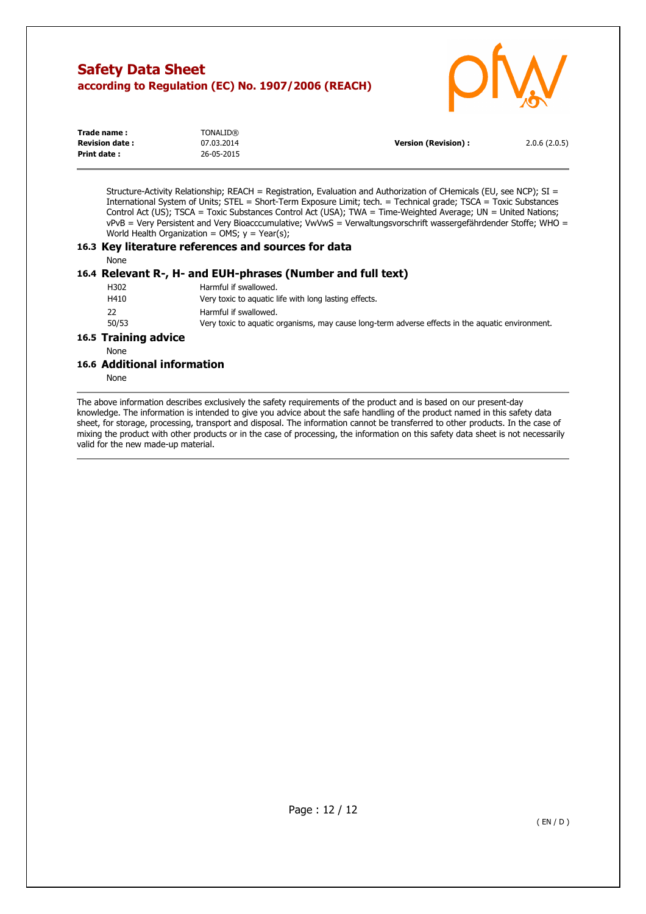Structure-Activity Relationship; REACH = Registration, Evaluation and Authorization of CHemicals (EU, see NCP); SI = International System of Units; STEL = Short-Term Exposure Limit; tech. = Technical grade; TSCA = Toxic Substances Control Act (US); TSCA = Toxic Substances Control Act (USA); TWA = Time-Weighted Average; UN = United Nations; vPvB = Very Persistent and Very Bioacccumulative; VwVwS = Verwaltungsvorschrift wassergefährdender Stoffe; WHO = World Health Organization = OMS; y = Year(s);

### 16.3 Key literature references and sources for data

None

### 16.4 Relevant R-, H- and EUH-phrases (Number and full text)

| | |
|---|---|
| H302 | Harmful if swallowed. |
| H410 | Very toxic to aquatic life with long lasting effects. |
| 22 | Harmful if swallowed. |
| 50/53 | Very toxic to aquatic organisms, may cause long-term adverse effects in the aquatic environment. |

### 16.5 Training advice

None

### 16.6 Additional information

None

---

The above information describes exclusively the safety requirements of the product and is based on our present-day knowledge. The information is intended to give you advice about the safe handling of the product named in this safety data sheet, for storage, processing, transport and disposal. The information cannot be transferred to other products. In the case of mixing the product with other products or in the case of processing, the information on this safety data sheet is not necessarily valid for the new made-up material.